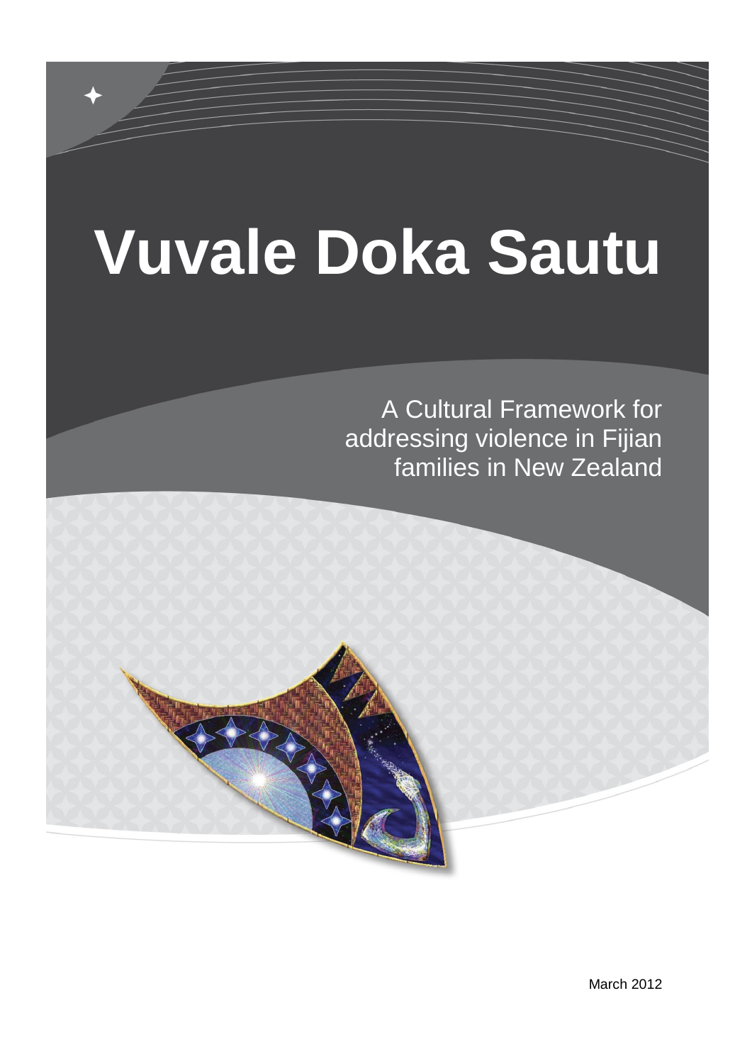# Vuvale Doka Sautu

A Cultural Framework for addressing violence in Fijian families in New Zealand

March 2012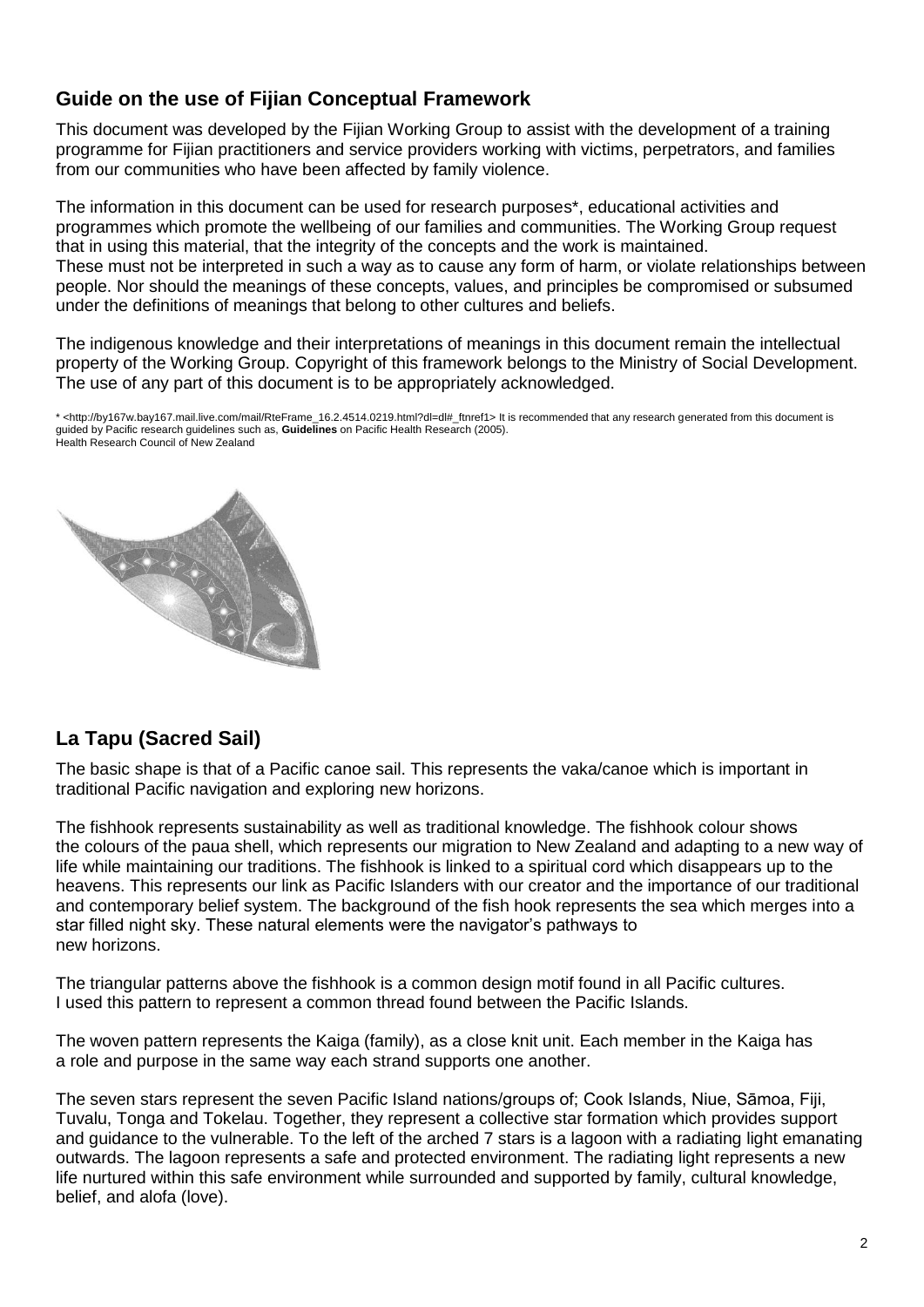## Guide on the use of Fijian Conceptual Framework

This document was developed by the Fijian Working Group to assist with the development of a training programme for Fijian practitioners and service providers working with victims, perpetrators, and families from our communities who have been affected by family violence.

The information in this document can be used for research purposes*, educational activities and programmes which promote the wellbeing of our families and communities. The Working Group request that in using this material, that the integrity of the concepts and the work is maintained. These must not be interpreted in such a way as to cause any form of harm, or violate relationships between people. Nor should the meanings of these concepts, values, and principles be compromised or subsumed under the definitions of meanings that belong to other cultures and beliefs.

The indigenous knowledge and their interpretations of meanings in this document remain the intellectual property of the Working Group. Copyright of this framework belongs to the Ministry of Social Development. The use of any part of this document is to be appropriately acknowledged.

* <http://by167w.bay167.mail.live.com/mail/RteFrame_16.2.4514.0219.html?dl=dl#_ftnref1> It is recommended that any research generated from this document is guided by Pacific research guidelines such as, **Guidelines** on Pacific Health Research (2005). Health Research Council of New Zealand

## La Tapu (Sacred Sail)

The basic shape is that of a Pacific canoe sail. This represents the vaka/canoe which is important in traditional Pacific navigation and exploring new horizons.

The fishhook represents sustainability as well as traditional knowledge. The fishhook colour shows the colours of the paua shell, which represents our migration to New Zealand and adapting to a new way of life while maintaining our traditions. The fishhook is linked to a spiritual cord which disappears up to the heavens. This represents our link as Pacific Islanders with our creator and the importance of our traditional and contemporary belief system. The background of the fish hook represents the sea which merges into a star filled night sky. These natural elements were the navigator's pathways to new horizons.

The triangular patterns above the fishhook is a common design motif found in all Pacific cultures. I used this pattern to represent a common thread found between the Pacific Islands.

The woven pattern represents the Kaiga (family), as a close knit unit. Each member in the Kaiga has a role and purpose in the same way each strand supports one another.

The seven stars represent the seven Pacific Island nations/groups of; Cook Islands, Niue, Sāmoa, Fiji, Tuvalu, Tonga and Tokelau. Together, they represent a collective star formation which provides support and guidance to the vulnerable. To the left of the arched 7 stars is a lagoon with a radiating light emanating outwards. The lagoon represents a safe and protected environment. The radiating light represents a new life nurtured within this safe environment while surrounded and supported by family, cultural knowledge, belief, and alofa (love).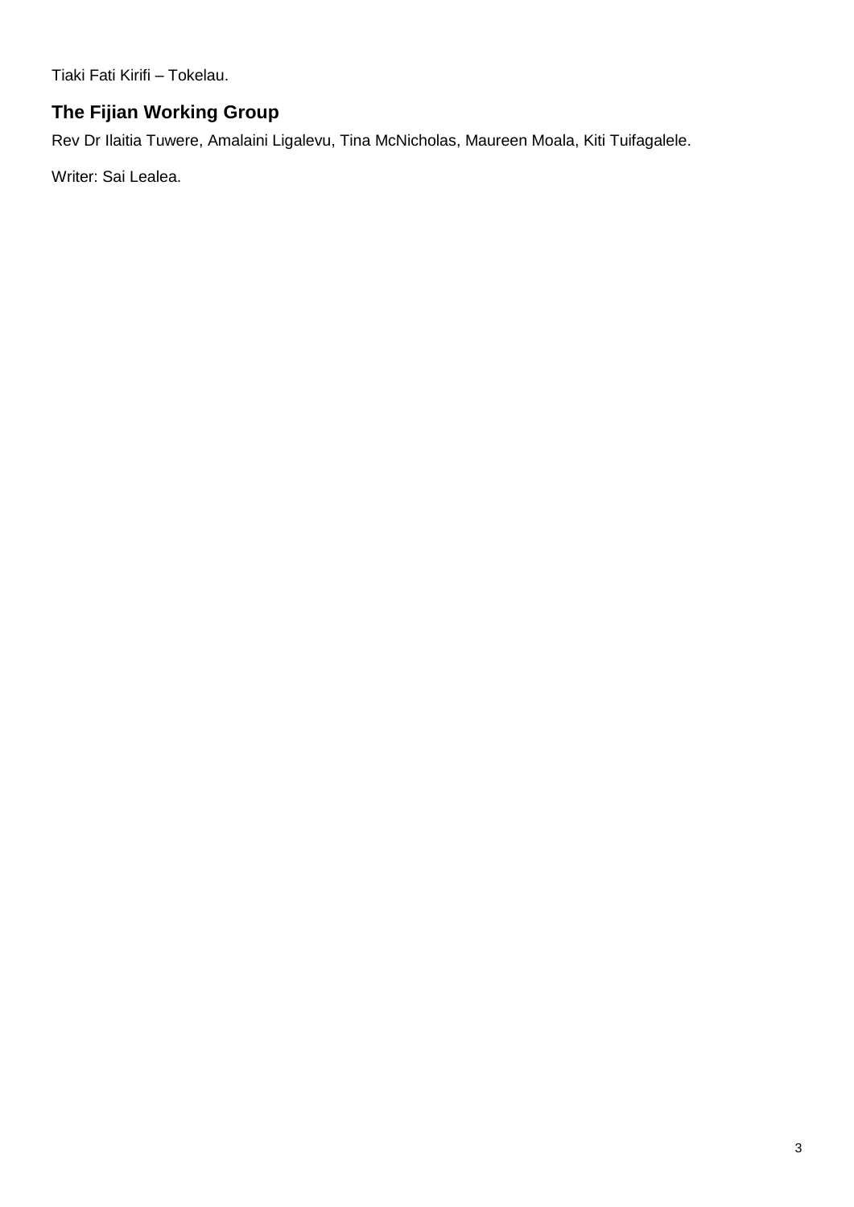Tiaki Fati Kirifi – Tokelau.

## The Fijian Working Group

Rev Dr Ilaitia Tuwere, Amalaini Ligalevu, Tina McNicholas, Maureen Moala, Kiti Tuifagalele.

Writer: Sai Lealea.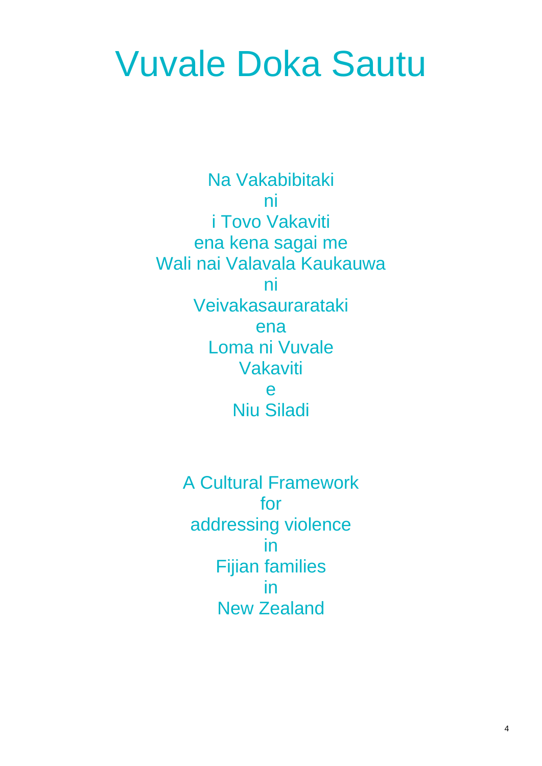# Vuvale Doka Sautu

Na Vakabibitaki
ni
i Tovo Vakaviti
ena kena sagai me
Wali nai Valavala Kaukauwa
ni
Veivakasaurarataki
ena
Loma ni Vuvale
Vakaviti
e
Niu Siladi

A Cultural Framework
for
addressing violence
in
Fijian families
in
New Zealand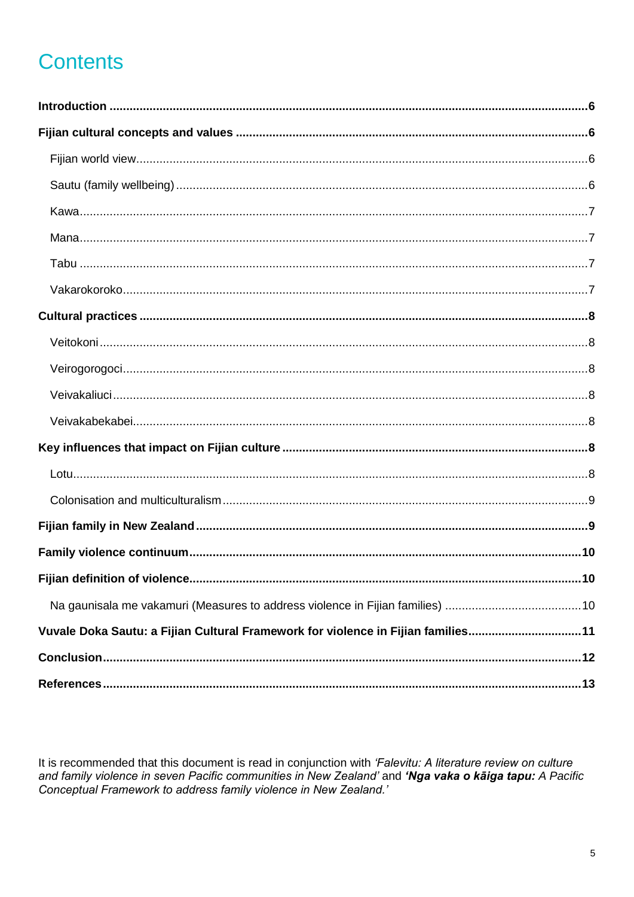# Contents

**Introduction** .......... **6**

**Fijian cultural concepts and values** .......... **6**

- Fijian world view .......... 6
- Sautu (family wellbeing) .......... 6
- Kawa .......... 7
- Mana .......... 7
- Tabu .......... 7
- Vakarokoroko .......... 7

**Cultural practices** .......... **8**

- Veitokoni .......... 8
- Veirogorogoci .......... 8
- Veivakaliuci .......... 8
- Veivakabekabei .......... 8

**Key influences that impact on Fijian culture** .......... **8**

- Lotu .......... 8
- Colonisation and multiculturalism .......... 9

**Fijian family in New Zealand** .......... **9**

**Family violence continuum** .......... **10**

**Fijian definition of violence** .......... **10**

- Na gaunisala me vakamuri (Measures to address violence in Fijian families) .......... 10

**Vuvale Doka Sautu: a Fijian Cultural Framework for violence in Fijian families** .......... **11**

**Conclusion** .......... **12**

**References** .......... **13**

It is recommended that this document is read in conjunction with *'Falevitu: A literature review on culture and family violence in seven Pacific communities in New Zealand'* and ***'Nga vaka o kāiga tapu:*** *A Pacific Conceptual Framework to address family violence in New Zealand.'*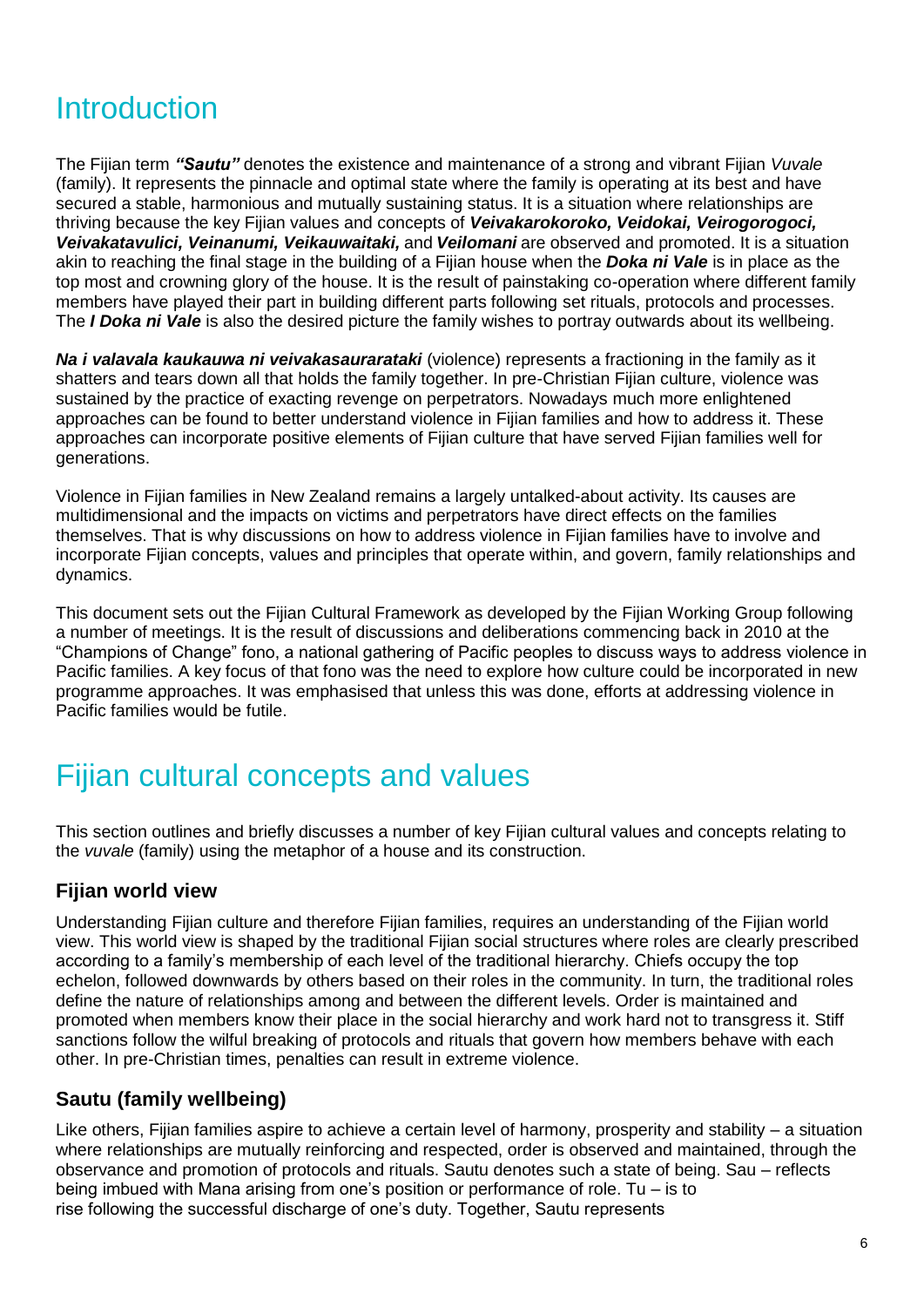# Introduction

The Fijian term ***"Sautu"*** denotes the existence and maintenance of a strong and vibrant Fijian *Vuvale* (family). It represents the pinnacle and optimal state where the family is operating at its best and have secured a stable, harmonious and mutually sustaining status. It is a situation where relationships are thriving because the key Fijian values and concepts of ***Veivakarokoroko, Veidokai, Veirogorogoci, Veivakatavulici, Veinanumi, Veikauwaitaki,*** and ***Veilomani*** are observed and promoted. It is a situation akin to reaching the final stage in the building of a Fijian house when the ***Doka ni Vale*** is in place as the top most and crowning glory of the house. It is the result of painstaking co-operation where different family members have played their part in building different parts following set rituals, protocols and processes. The ***I Doka ni Vale*** is also the desired picture the family wishes to portray outwards about its wellbeing.

***Na i valavala kaukauwa ni veivakasaurarataki*** (violence) represents a fractioning in the family as it shatters and tears down all that holds the family together. In pre-Christian Fijian culture, violence was sustained by the practice of exacting revenge on perpetrators. Nowadays much more enlightened approaches can be found to better understand violence in Fijian families and how to address it. These approaches can incorporate positive elements of Fijian culture that have served Fijian families well for generations.

Violence in Fijian families in New Zealand remains a largely untalked-about activity. Its causes are multidimensional and the impacts on victims and perpetrators have direct effects on the families themselves. That is why discussions on how to address violence in Fijian families have to involve and incorporate Fijian concepts, values and principles that operate within, and govern, family relationships and dynamics.

This document sets out the Fijian Cultural Framework as developed by the Fijian Working Group following a number of meetings. It is the result of discussions and deliberations commencing back in 2010 at the "Champions of Change" fono, a national gathering of Pacific peoples to discuss ways to address violence in Pacific families. A key focus of that fono was the need to explore how culture could be incorporated in new programme approaches. It was emphasised that unless this was done, efforts at addressing violence in Pacific families would be futile.

# Fijian cultural concepts and values

This section outlines and briefly discusses a number of key Fijian cultural values and concepts relating to the *vuvale* (family) using the metaphor of a house and its construction.

## Fijian world view

Understanding Fijian culture and therefore Fijian families, requires an understanding of the Fijian world view. This world view is shaped by the traditional Fijian social structures where roles are clearly prescribed according to a family's membership of each level of the traditional hierarchy. Chiefs occupy the top echelon, followed downwards by others based on their roles in the community. In turn, the traditional roles define the nature of relationships among and between the different levels. Order is maintained and promoted when members know their place in the social hierarchy and work hard not to transgress it. Stiff sanctions follow the wilful breaking of protocols and rituals that govern how members behave with each other. In pre-Christian times, penalties can result in extreme violence.

## Sautu (family wellbeing)

Like others, Fijian families aspire to achieve a certain level of harmony, prosperity and stability – a situation where relationships are mutually reinforcing and respected, order is observed and maintained, through the observance and promotion of protocols and rituals. Sautu denotes such a state of being. Sau – reflects being imbued with Mana arising from one's position or performance of role. Tu – is to rise following the successful discharge of one's duty. Together, Sautu represents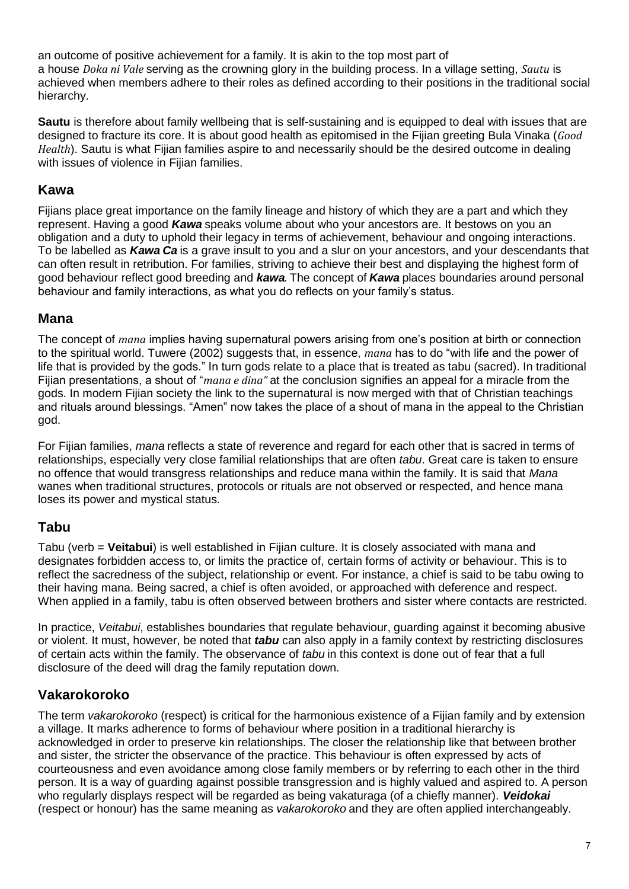an outcome of positive achievement for a family. It is akin to the top most part of a house *Doka ni Vale* serving as the crowning glory in the building process. In a village setting, *Sautu* is achieved when members adhere to their roles as defined according to their positions in the traditional social hierarchy.

**Sautu** is therefore about family wellbeing that is self-sustaining and is equipped to deal with issues that are designed to fracture its core. It is about good health as epitomised in the Fijian greeting Bula Vinaka (*Good Health*). Sautu is what Fijian families aspire to and necessarily should be the desired outcome in dealing with issues of violence in Fijian families.

## Kawa

Fijians place great importance on the family lineage and history of which they are a part and which they represent. Having a good ***Kawa*** speaks volume about who your ancestors are. It bestows on you an obligation and a duty to uphold their legacy in terms of achievement, behaviour and ongoing interactions. To be labelled as ***Kawa Ca*** is a grave insult to you and a slur on your ancestors, and your descendants that can often result in retribution. For families, striving to achieve their best and displaying the highest form of good behaviour reflect good breeding and ***kawa***. The concept of ***Kawa*** places boundaries around personal behaviour and family interactions, as what you do reflects on your family's status.

## Mana

The concept of *mana* implies having supernatural powers arising from one's position at birth or connection to the spiritual world. Tuwere (2002) suggests that, in essence, *mana* has to do "with life and the power of life that is provided by the gods." In turn gods relate to a place that is treated as tabu (sacred). In traditional Fijian presentations, a shout of "*mana e dina"* at the conclusion signifies an appeal for a miracle from the gods. In modern Fijian society the link to the supernatural is now merged with that of Christian teachings and rituals around blessings. "Amen" now takes the place of a shout of mana in the appeal to the Christian god.

For Fijian families, *mana* reflects a state of reverence and regard for each other that is sacred in terms of relationships, especially very close familial relationships that are often *tabu*. Great care is taken to ensure no offence that would transgress relationships and reduce mana within the family. It is said that *Mana* wanes when traditional structures, protocols or rituals are not observed or respected, and hence mana loses its power and mystical status.

## Tabu

Tabu (verb = **Veitabui**) is well established in Fijian culture. It is closely associated with mana and designates forbidden access to, or limits the practice of, certain forms of activity or behaviour. This is to reflect the sacredness of the subject, relationship or event. For instance, a chief is said to be tabu owing to their having mana. Being sacred, a chief is often avoided, or approached with deference and respect. When applied in a family, tabu is often observed between brothers and sister where contacts are restricted.

In practice, *Veitabui*, establishes boundaries that regulate behaviour, guarding against it becoming abusive or violent. It must, however, be noted that ***tabu*** can also apply in a family context by restricting disclosures of certain acts within the family. The observance of *tabu* in this context is done out of fear that a full disclosure of the deed will drag the family reputation down.

## Vakarokoroko

The term *vakarokoroko* (respect) is critical for the harmonious existence of a Fijian family and by extension a village. It marks adherence to forms of behaviour where position in a traditional hierarchy is acknowledged in order to preserve kin relationships. The closer the relationship like that between brother and sister, the stricter the observance of the practice. This behaviour is often expressed by acts of courteousness and even avoidance among close family members or by referring to each other in the third person. It is a way of guarding against possible transgression and is highly valued and aspired to. A person who regularly displays respect will be regarded as being vakaturaga (of a chiefly manner). ***Veidokai*** (respect or honour) has the same meaning as *vakarokoroko* and they are often applied interchangeably.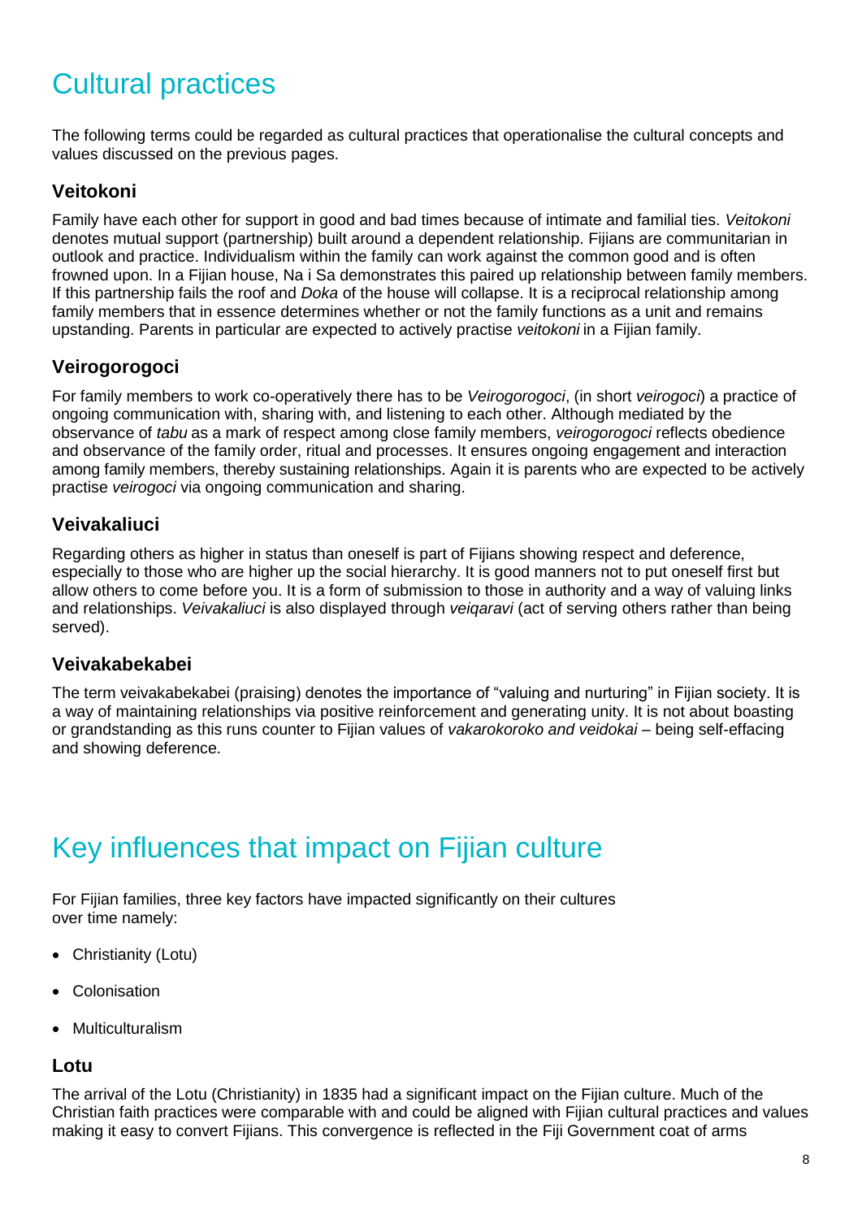# Cultural practices

The following terms could be regarded as cultural practices that operationalise the cultural concepts and values discussed on the previous pages.

### Veitokoni

Family have each other for support in good and bad times because of intimate and familial ties. *Veitokoni* denotes mutual support (partnership) built around a dependent relationship. Fijians are communitarian in outlook and practice. Individualism within the family can work against the common good and is often frowned upon. In a Fijian house, Na i Sa demonstrates this paired up relationship between family members. If this partnership fails the roof and *Doka* of the house will collapse. It is a reciprocal relationship among family members that in essence determines whether or not the family functions as a unit and remains upstanding. Parents in particular are expected to actively practise *veitokoni* in a Fijian family.

### Veirogorogoci

For family members to work co-operatively there has to be *Veirogorogoci*, (in short *veirogoci*) a practice of ongoing communication with, sharing with, and listening to each other. Although mediated by the observance of *tabu* as a mark of respect among close family members, *veirogorogoci* reflects obedience and observance of the family order, ritual and processes. It ensures ongoing engagement and interaction among family members, thereby sustaining relationships. Again it is parents who are expected to be actively practise *veirogoci* via ongoing communication and sharing.

### Veivakaliuci

Regarding others as higher in status than oneself is part of Fijians showing respect and deference, especially to those who are higher up the social hierarchy. It is good manners not to put oneself first but allow others to come before you. It is a form of submission to those in authority and a way of valuing links and relationships. *Veivakaliuci* is also displayed through *veiqaravi* (act of serving others rather than being served).

### Veivakabekabei

The term veivakabekabei (praising) denotes the importance of "valuing and nurturing" in Fijian society. It is a way of maintaining relationships via positive reinforcement and generating unity. It is not about boasting or grandstanding as this runs counter to Fijian values of *vakarokoroko and veidokai* – being self-effacing and showing deference.

# Key influences that impact on Fijian culture

For Fijian families, three key factors have impacted significantly on their cultures over time namely:

- Christianity (Lotu)
- Colonisation
- Multiculturalism

### Lotu

The arrival of the Lotu (Christianity) in 1835 had a significant impact on the Fijian culture. Much of the Christian faith practices were comparable with and could be aligned with Fijian cultural practices and values making it easy to convert Fijians. This convergence is reflected in the Fiji Government coat of arms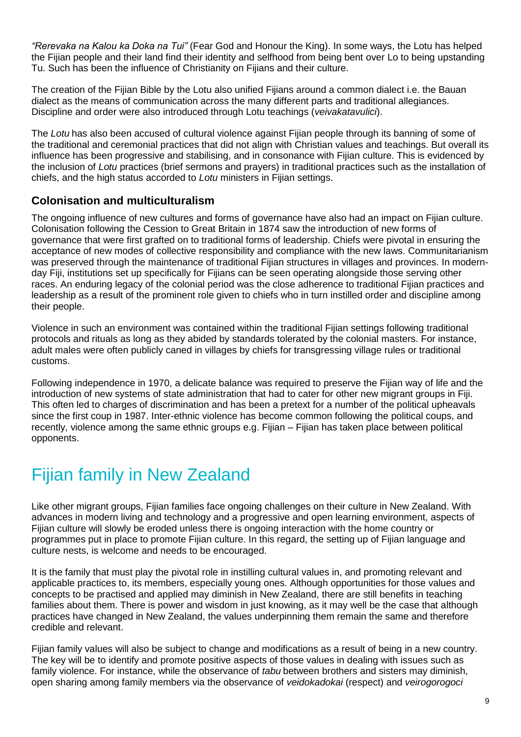*"Rerevaka na Kalou ka Doka na Tui"* (Fear God and Honour the King). In some ways, the Lotu has helped the Fijian people and their land find their identity and selfhood from being bent over Lo to being upstanding Tu. Such has been the influence of Christianity on Fijians and their culture.

The creation of the Fijian Bible by the Lotu also unified Fijians around a common dialect i.e. the Bauan dialect as the means of communication across the many different parts and traditional allegiances. Discipline and order were also introduced through Lotu teachings (*veivakatavulici*).

The *Lotu* has also been accused of cultural violence against Fijian people through its banning of some of the traditional and ceremonial practices that did not align with Christian values and teachings. But overall its influence has been progressive and stabilising, and in consonance with Fijian culture. This is evidenced by the inclusion of *Lotu* practices (brief sermons and prayers) in traditional practices such as the installation of chiefs, and the high status accorded to *Lotu* ministers in Fijian settings.

### Colonisation and multiculturalism

The ongoing influence of new cultures and forms of governance have also had an impact on Fijian culture. Colonisation following the Cession to Great Britain in 1874 saw the introduction of new forms of governance that were first grafted on to traditional forms of leadership. Chiefs were pivotal in ensuring the acceptance of new modes of collective responsibility and compliance with the new laws. Communitarianism was preserved through the maintenance of traditional Fijian structures in villages and provinces. In modern-day Fiji, institutions set up specifically for Fijians can be seen operating alongside those serving other races. An enduring legacy of the colonial period was the close adherence to traditional Fijian practices and leadership as a result of the prominent role given to chiefs who in turn instilled order and discipline among their people.

Violence in such an environment was contained within the traditional Fijian settings following traditional protocols and rituals as long as they abided by standards tolerated by the colonial masters. For instance, adult males were often publicly caned in villages by chiefs for transgressing village rules or traditional customs.

Following independence in 1970, a delicate balance was required to preserve the Fijian way of life and the introduction of new systems of state administration that had to cater for other new migrant groups in Fiji. This often led to charges of discrimination and has been a pretext for a number of the political upheavals since the first coup in 1987. Inter-ethnic violence has become common following the political coups, and recently, violence among the same ethnic groups e.g. Fijian – Fijian has taken place between political opponents.

## Fijian family in New Zealand

Like other migrant groups, Fijian families face ongoing challenges on their culture in New Zealand. With advances in modern living and technology and a progressive and open learning environment, aspects of Fijian culture will slowly be eroded unless there is ongoing interaction with the home country or programmes put in place to promote Fijian culture. In this regard, the setting up of Fijian language and culture nests, is welcome and needs to be encouraged.

It is the family that must play the pivotal role in instilling cultural values in, and promoting relevant and applicable practices to, its members, especially young ones. Although opportunities for those values and concepts to be practised and applied may diminish in New Zealand, there are still benefits in teaching families about them. There is power and wisdom in just knowing, as it may well be the case that although practices have changed in New Zealand, the values underpinning them remain the same and therefore credible and relevant.

Fijian family values will also be subject to change and modifications as a result of being in a new country. The key will be to identify and promote positive aspects of those values in dealing with issues such as family violence. For instance, while the observance of *tabu* between brothers and sisters may diminish, open sharing among family members via the observance of *veidokadokai* (respect) and *veirogorogoci*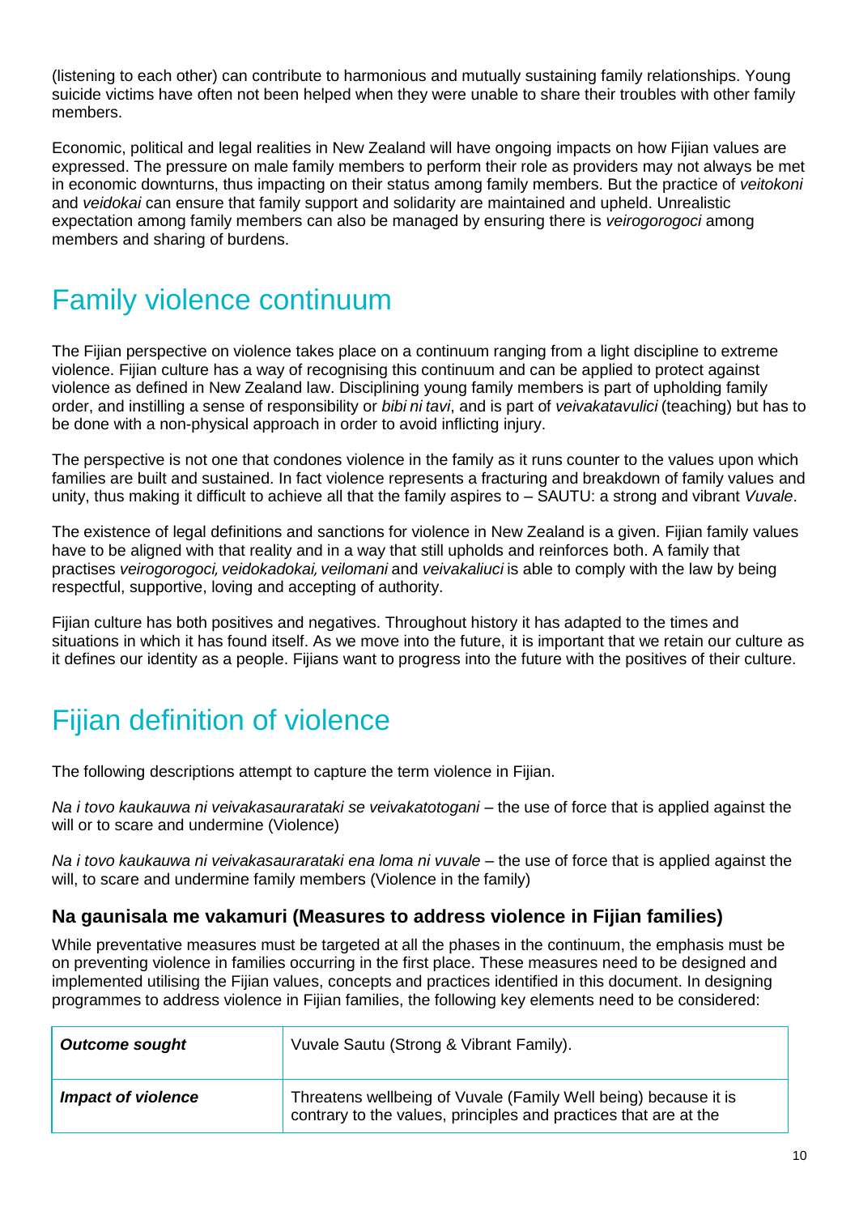(listening to each other) can contribute to harmonious and mutually sustaining family relationships. Young suicide victims have often not been helped when they were unable to share their troubles with other family members.

Economic, political and legal realities in New Zealand will have ongoing impacts on how Fijian values are expressed. The pressure on male family members to perform their role as providers may not always be met in economic downturns, thus impacting on their status among family members. But the practice of *veitokoni* and *veidokai* can ensure that family support and solidarity are maintained and upheld. Unrealistic expectation among family members can also be managed by ensuring there is *veirogorogoci* among members and sharing of burdens.

# Family violence continuum

The Fijian perspective on violence takes place on a continuum ranging from a light discipline to extreme violence. Fijian culture has a way of recognising this continuum and can be applied to protect against violence as defined in New Zealand law. Disciplining young family members is part of upholding family order, and instilling a sense of responsibility or *bibi ni tavi*, and is part of *veivakatavulici* (teaching) but has to be done with a non-physical approach in order to avoid inflicting injury.

The perspective is not one that condones violence in the family as it runs counter to the values upon which families are built and sustained. In fact violence represents a fracturing and breakdown of family values and unity, thus making it difficult to achieve all that the family aspires to – SAUTU: a strong and vibrant *Vuvale*.

The existence of legal definitions and sanctions for violence in New Zealand is a given. Fijian family values have to be aligned with that reality and in a way that still upholds and reinforces both. A family that practises *veirogorogoci, veidokadokai, veilomani* and *veivakaliuci* is able to comply with the law by being respectful, supportive, loving and accepting of authority.

Fijian culture has both positives and negatives. Throughout history it has adapted to the times and situations in which it has found itself. As we move into the future, it is important that we retain our culture as it defines our identity as a people. Fijians want to progress into the future with the positives of their culture.

# Fijian definition of violence

The following descriptions attempt to capture the term violence in Fijian.

*Na i tovo kaukauwa ni veivakasaurarataki se veivakatotogani* – the use of force that is applied against the will or to scare and undermine (Violence)

*Na i tovo kaukauwa ni veivakasaurarataki ena loma ni vuvale* – the use of force that is applied against the will, to scare and undermine family members (Violence in the family)

### Na gaunisala me vakamuri (Measures to address violence in Fijian families)

While preventative measures must be targeted at all the phases in the continuum, the emphasis must be on preventing violence in families occurring in the first place. These measures need to be designed and implemented utilising the Fijian values, concepts and practices identified in this document. In designing programmes to address violence in Fijian families, the following key elements need to be considered:

| | |
|---|---|
| ***Outcome sought*** | Vuvale Sautu (Strong & Vibrant Family). |
| ***Impact of violence*** | Threatens wellbeing of Vuvale (Family Well being) because it is contrary to the values, principles and practices that are at the |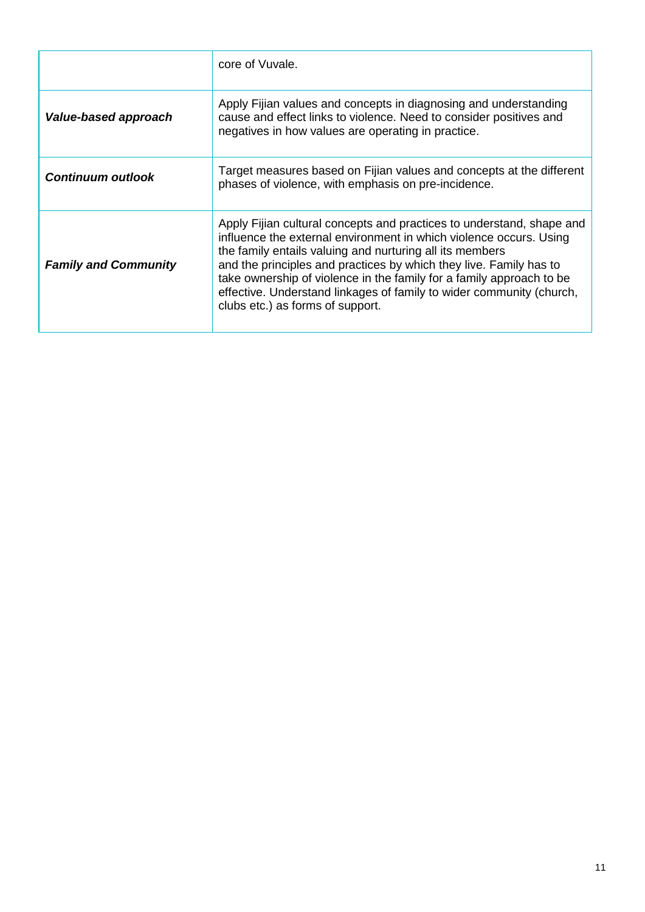| | |
|---|---|
| | core of Vuvale. |
| ***Value-based approach*** | Apply Fijian values and concepts in diagnosing and understanding cause and effect links to violence. Need to consider positives and negatives in how values are operating in practice. |
| ***Continuum outlook*** | Target measures based on Fijian values and concepts at the different phases of violence, with emphasis on pre-incidence. |
| ***Family and Community*** | Apply Fijian cultural concepts and practices to understand, shape and influence the external environment in which violence occurs. Using the family entails valuing and nurturing all its members and the principles and practices by which they live. Family has to take ownership of violence in the family for a family approach to be effective. Understand linkages of family to wider community (church, clubs etc.) as forms of support. |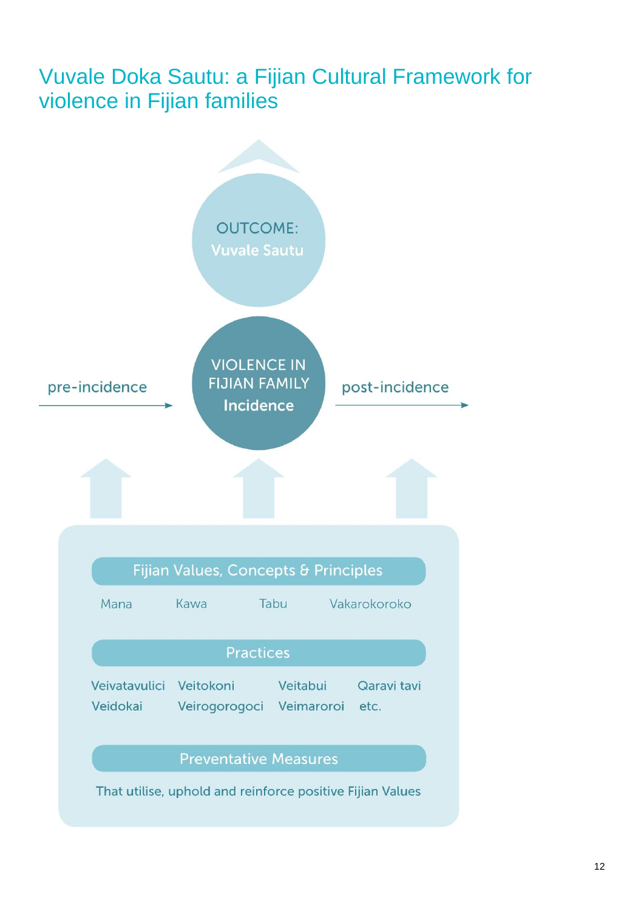# Vuvale Doka Sautu: a Fijian Cultural Framework for violence in Fijian families

OUTCOME:
**Vuvale Sautu**

pre-incidence

VIOLENCE IN FIJIAN FAMILY
**Incidence**

post-incidence

**Fijian Values, Concepts & Principles**

Mana Kawa Tabu Vakarokoroko

**Practices**

Veivatavulici Veitokoni Veitabui Qaravi tavi
Veidokai Veirogorogoci Veimaroroi etc.

**Preventative Measures**

That utilise, uphold and reinforce positive Fijian Values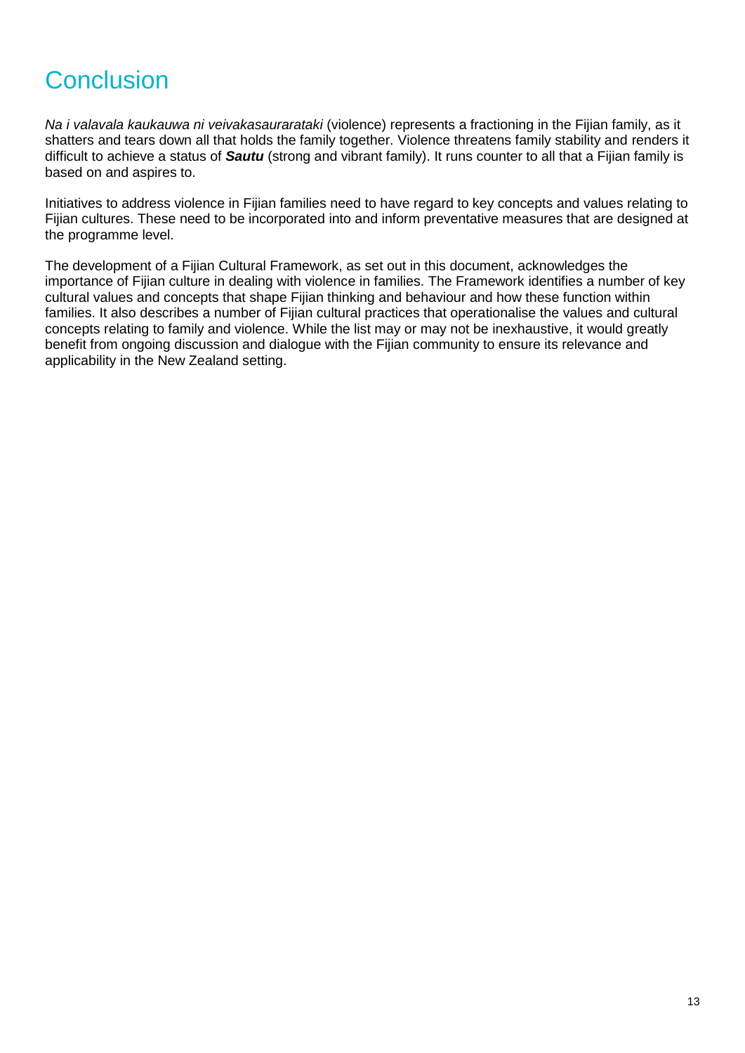# Conclusion

*Na i valavala kaukauwa ni veivakasaurarataki* (violence) represents a fractioning in the Fijian family, as it shatters and tears down all that holds the family together. Violence threatens family stability and renders it difficult to achieve a status of ***Sautu*** (strong and vibrant family). It runs counter to all that a Fijian family is based on and aspires to.

Initiatives to address violence in Fijian families need to have regard to key concepts and values relating to Fijian cultures. These need to be incorporated into and inform preventative measures that are designed at the programme level.

The development of a Fijian Cultural Framework, as set out in this document, acknowledges the importance of Fijian culture in dealing with violence in families. The Framework identifies a number of key cultural values and concepts that shape Fijian thinking and behaviour and how these function within families. It also describes a number of Fijian cultural practices that operationalise the values and cultural concepts relating to family and violence. While the list may or may not be inexhaustive, it would greatly benefit from ongoing discussion and dialogue with the Fijian community to ensure its relevance and applicability in the New Zealand setting.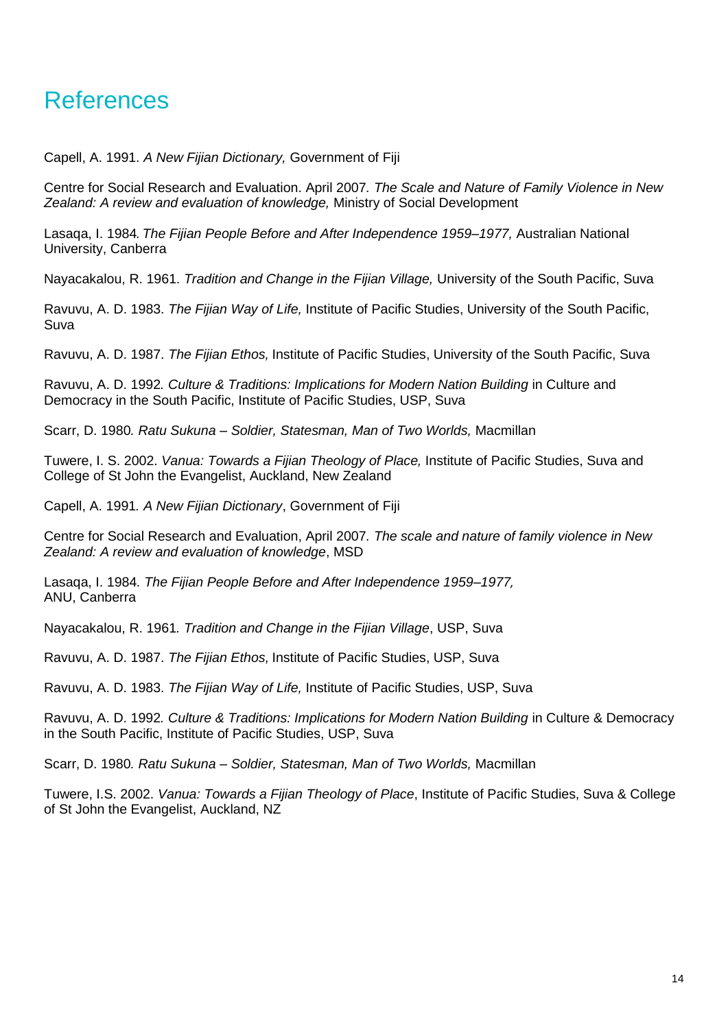# References

Capell, A. 1991. *A New Fijian Dictionary,* Government of Fiji

Centre for Social Research and Evaluation. April 2007. *The Scale and Nature of Family Violence in New Zealand: A review and evaluation of knowledge,* Ministry of Social Development

Lasaqa, I. 1984*. The Fijian People Before and After Independence 1959–1977,* Australian National University, Canberra

Nayacakalou, R. 1961. *Tradition and Change in the Fijian Village,* University of the South Pacific, Suva

Ravuvu, A. D. 1983. *The Fijian Way of Life,* Institute of Pacific Studies, University of the South Pacific, Suva

Ravuvu, A. D. 1987. *The Fijian Ethos,* Institute of Pacific Studies, University of the South Pacific, Suva

Ravuvu, A. D. 1992*. Culture & Traditions: Implications for Modern Nation Building* in Culture and Democracy in the South Pacific, Institute of Pacific Studies, USP, Suva

Scarr, D. 1980*. Ratu Sukuna – Soldier, Statesman, Man of Two Worlds,* Macmillan

Tuwere, I. S. 2002. *Vanua: Towards a Fijian Theology of Place,* Institute of Pacific Studies, Suva and College of St John the Evangelist, Auckland, New Zealand

Capell, A. 1991*. A New Fijian Dictionary*, Government of Fiji

Centre for Social Research and Evaluation, April 2007*. The scale and nature of family violence in New Zealand: A review and evaluation of knowledge*, MSD

Lasaqa, I. 1984*. The Fijian People Before and After Independence 1959–1977,*
ANU, Canberra

Nayacakalou, R. 1961*. Tradition and Change in the Fijian Village*, USP, Suva

Ravuvu, A. D. 1987. *The Fijian Ethos,* Institute of Pacific Studies, USP, Suva

Ravuvu, A. D. 1983. *The Fijian Way of Life,* Institute of Pacific Studies, USP, Suva

Ravuvu, A. D. 1992*. Culture & Traditions: Implications for Modern Nation Building* in Culture & Democracy in the South Pacific, Institute of Pacific Studies, USP, Suva

Scarr, D. 1980*. Ratu Sukuna – Soldier, Statesman, Man of Two Worlds,* Macmillan

Tuwere, I.S. 2002. *Vanua: Towards a Fijian Theology of Place*, Institute of Pacific Studies, Suva & College of St John the Evangelist, Auckland, NZ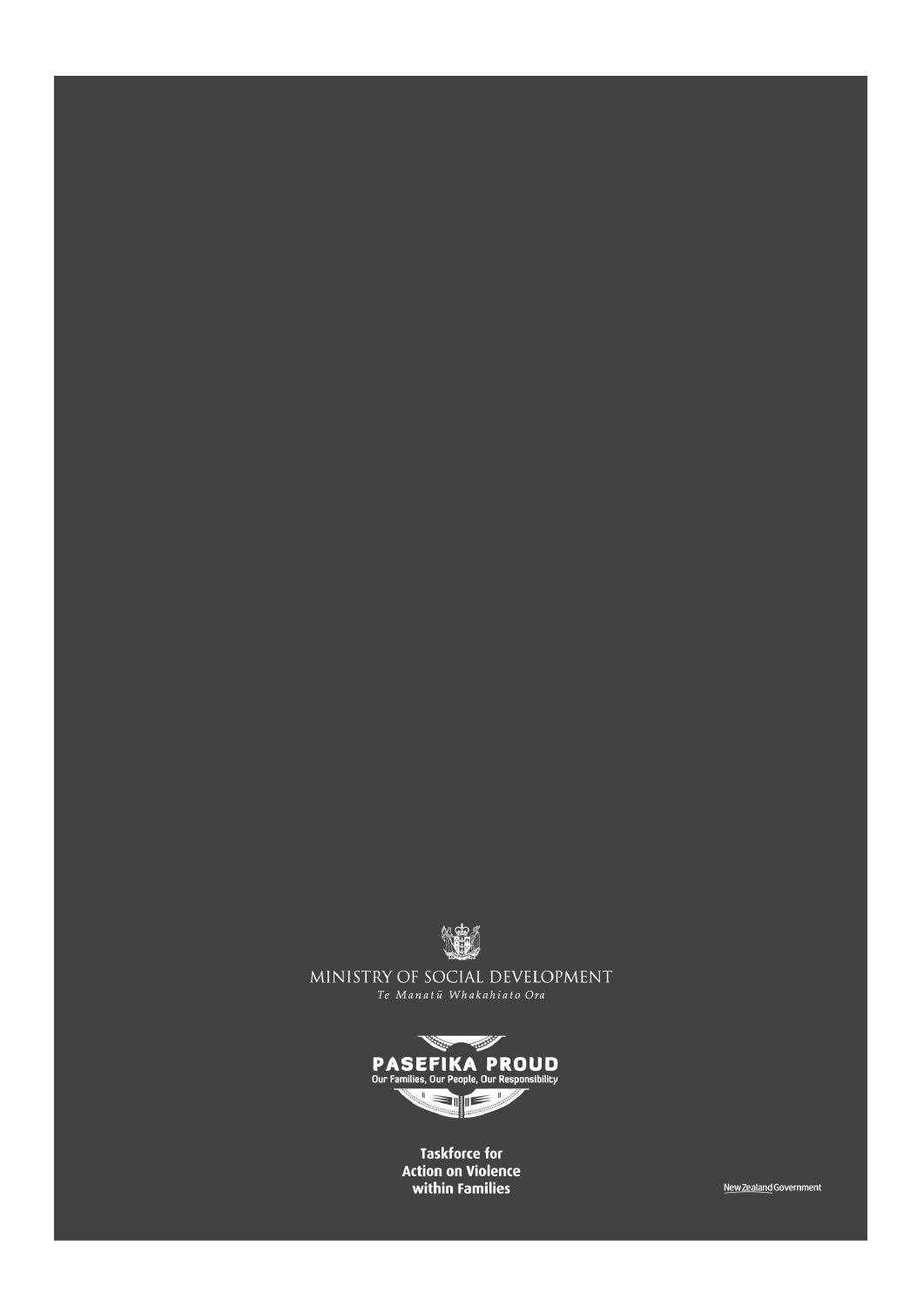MINISTRY OF SOCIAL DEVELOPMENT
*Te Manatū Whakahiato Ora*

**PASEFIKA PROUD**
Our Families, Our People, Our Responsibility

**Taskforce for Action on Violence within Families**

New Zealand Government